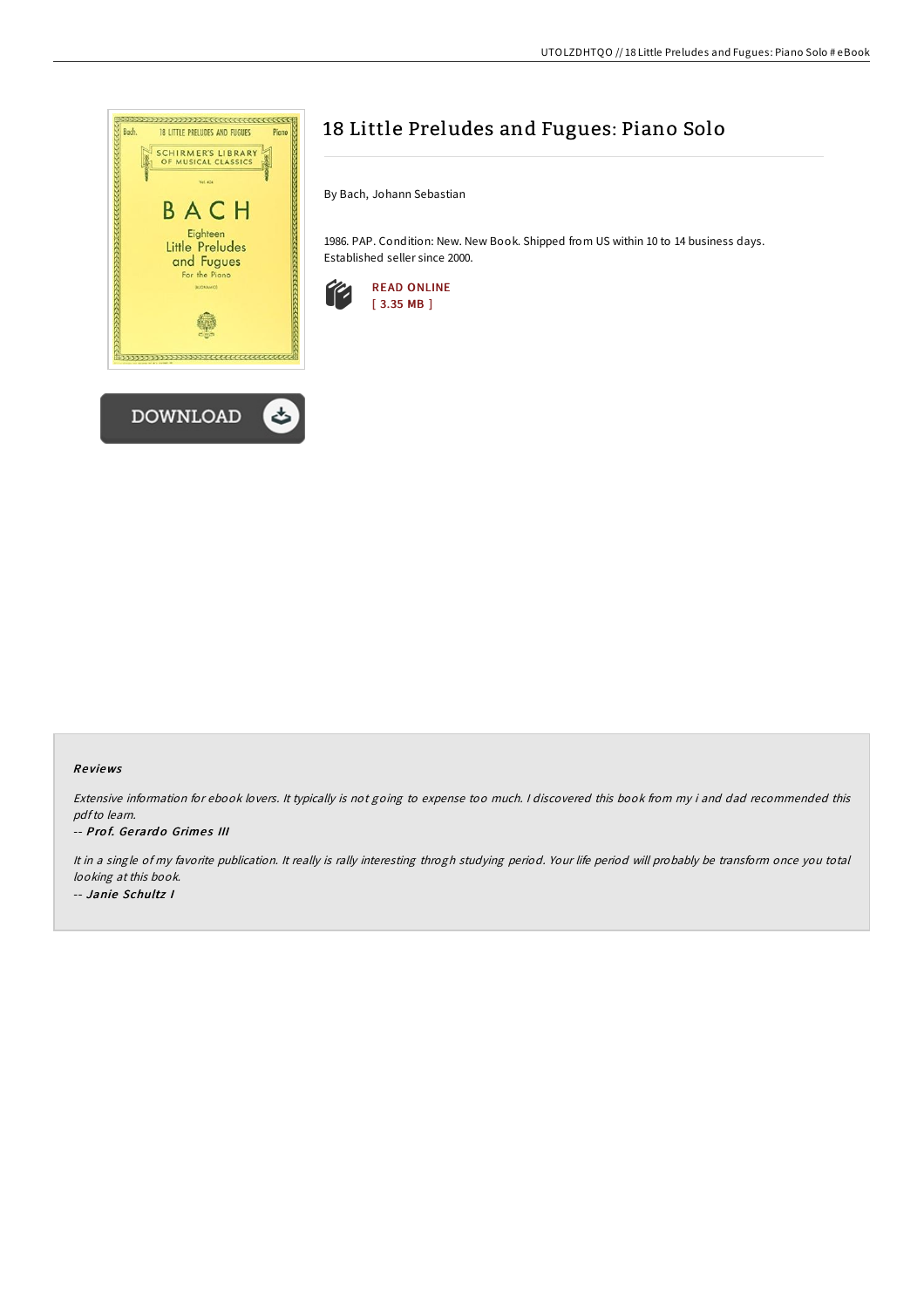# 18 Little Preludes and Fugues: Piano Solo

By Bach, Johann Sebastian

1986. PAP. Condition: New. New Book. Shipped from US within 10 to 14 business days. Established seller since 2000.

READ ONLINE
[ 3.35 MB ]

DOWNLOAD

### Reviews

*Extensive information for ebook lovers. It typically is not going to expense too much. I discovered this book from my i and dad recommended this pdf to learn.*

-- ***Prof. Gerardo Grimes III***

*It in a single of my favorite publication. It really is rally interesting throgh studying period. Your life period will probably be transform once you total looking at this book.*

-- ***Janie Schultz I***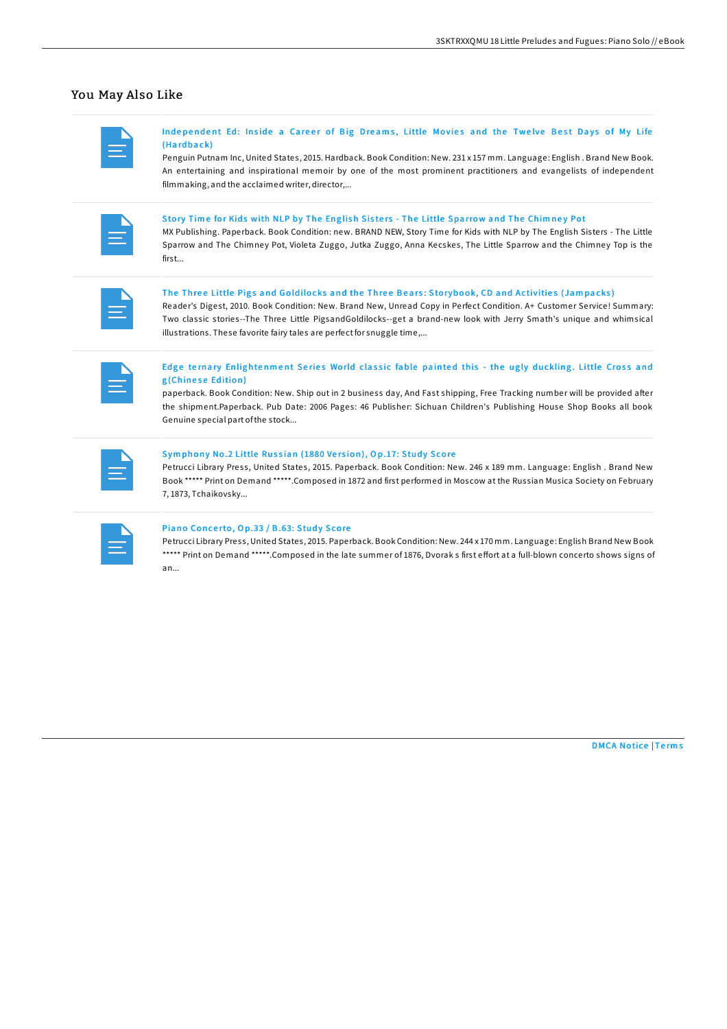## You May Also Like

**Independent Ed: Inside a Career of Big Dreams, Little Movies and the Twelve Best Days of My Life (Hardback)**

Penguin Putnam Inc, United States, 2015. Hardback. Book Condition: New. 231 x 157 mm. Language: English . Brand New Book. An entertaining and inspirational memoir by one of the most prominent practitioners and evangelists of independent filmmaking, and the acclaimed writer, director,...

**Story Time for Kids with NLP by The English Sisters - The Little Sparrow and The Chimney Pot**

MX Publishing. Paperback. Book Condition: new. BRAND NEW, Story Time for Kids with NLP by The English Sisters - The Little Sparrow and The Chimney Pot, Violeta Zuggo, Jutka Zuggo, Anna Kecskes, The Little Sparrow and the Chimney Top is the first...

**The Three Little Pigs and Goldilocks and the Three Bears: Storybook, CD and Activities (Jampacks)**

Reader's Digest, 2010. Book Condition: New. Brand New, Unread Copy in Perfect Condition. A+ Customer Service! Summary: Two classic stories--The Three Little PigsandGoldilocks--get a brand-new look with Jerry Smath's unique and whimsical illustrations. These favorite fairy tales are perfect for snuggle time,...

**Edge ternary Enlightenment Series World classic fable painted this - the ugly duckling. Little Cross and g(Chinese Edition)**

paperback. Book Condition: New. Ship out in 2 business day, And Fast shipping, Free Tracking number will be provided after the shipment.Paperback. Pub Date: 2006 Pages: 46 Publisher: Sichuan Children's Publishing House Shop Books all book Genuine special part of the stock...

**Symphony No.2 Little Russian (1880 Version), Op.17: Study Score**

Petrucci Library Press, United States, 2015. Paperback. Book Condition: New. 246 x 189 mm. Language: English . Brand New Book ***** Print on Demand *****.Composed in 1872 and first performed in Moscow at the Russian Musica Society on February 7, 1873, Tchaikovsky...

**Piano Concerto, Op.33 / B.63: Study Score**

Petrucci Library Press, United States, 2015. Paperback. Book Condition: New. 244 x 170 mm. Language: English Brand New Book ***** Print on Demand *****.Composed in the late summer of 1876, Dvorak s first effort at a full-blown concerto shows signs of an...

DMCA Notice | Terms